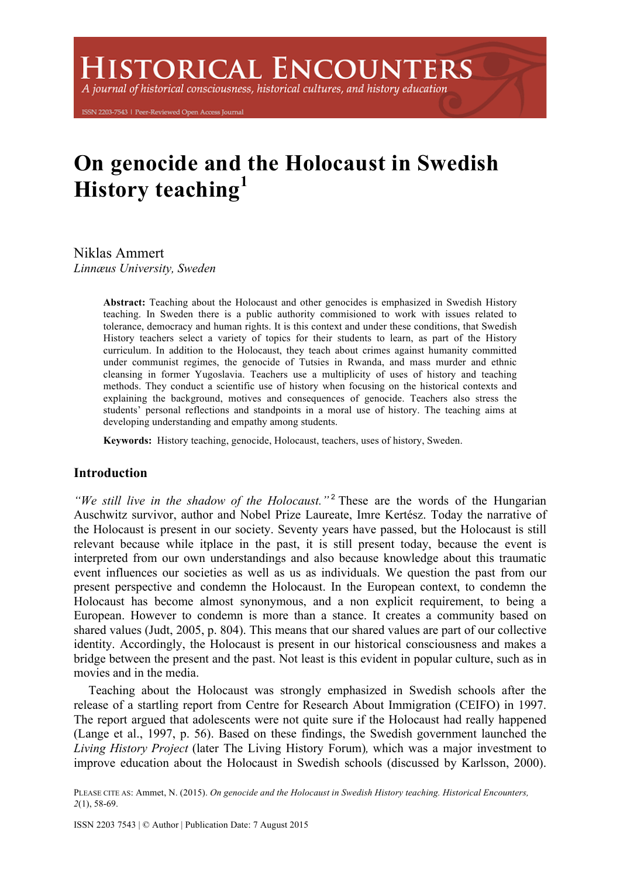# HISTORICAL ENCOUNTERS

*A journal of historical consciousness, historical cultures, and history education*

ISSN 2203-7543 | Peer-Reviewed Open Access Journal

# On genocide and the Holocaust in Swedish History teaching[1]

Niklas Ammert
*Linnæus University, Sweden*

**Abstract:** Teaching about the Holocaust and other genocides is emphasized in Swedish History teaching. In Sweden there is a public authority commisioned to work with issues related to tolerance, democracy and human rights. It is this context and under these conditions, that Swedish History teachers select a variety of topics for their students to learn, as part of the History curriculum. In addition to the Holocaust, they teach about crimes against humanity committed under communist regimes, the genocide of Tutsies in Rwanda, and mass murder and ethnic cleansing in former Yugoslavia. Teachers use a multiplicity of uses of history and teaching methods. They conduct a scientific use of history when focusing on the historical contexts and explaining the background, motives and consequences of genocide. Teachers also stress the students' personal reflections and standpoints in a moral use of history. The teaching aims at developing understanding and empathy among students.

**Keywords:** History teaching, genocide, Holocaust, teachers, uses of history, Sweden.

## Introduction

*"We still live in the shadow of the Holocaust."*[2] These are the words of the Hungarian Auschwitz survivor, author and Nobel Prize Laureate, Imre Kertész. Today the narrative of the Holocaust is present in our society. Seventy years have passed, but the Holocaust is still relevant because while itplace in the past, it is still present today, because the event is interpreted from our own understandings and also because knowledge about this traumatic event influences our societies as well as us as individuals. We question the past from our present perspective and condemn the Holocaust. In the European context, to condemn the Holocaust has become almost synonymous, and a non explicit requirement, to being a European. However to condemn is more than a stance. It creates a community based on shared values (Judt, 2005, p. 804). This means that our shared values are part of our collective identity. Accordingly, the Holocaust is present in our historical consciousness and makes a bridge between the present and the past. Not least is this evident in popular culture, such as in movies and in the media.

Teaching about the Holocaust was strongly emphasized in Swedish schools after the release of a startling report from Centre for Research About Immigration (CEIFO) in 1997. The report argued that adolescents were not quite sure if the Holocaust had really happened (Lange et al., 1997, p. 56). Based on these findings, the Swedish government launched the *Living History Project* (later The Living History Forum)*,* which was a major investment to improve education about the Holocaust in Swedish schools (discussed by Karlsson, 2000).

PLEASE CITE AS: Ammet, N. (2015). *On genocide and the Holocaust in Swedish History teaching. Historical Encounters, 2*(1), 58-69.

ISSN 2203 7543 | © Author | Publication Date: 7 August 2015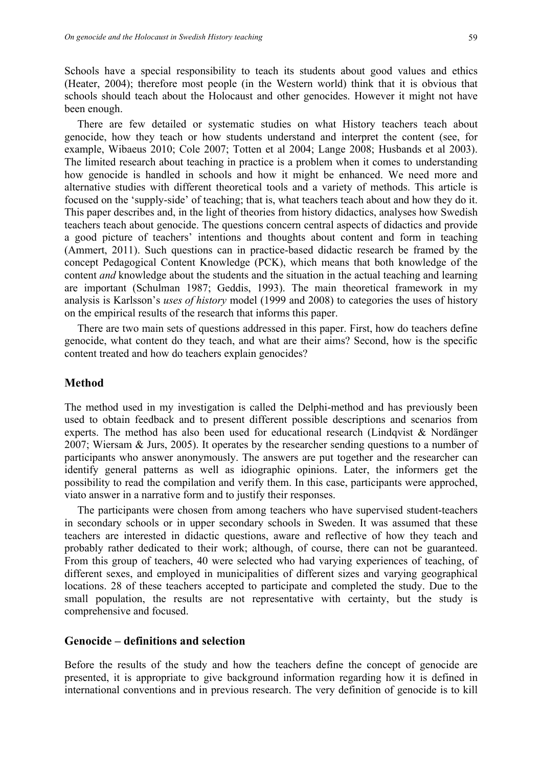Schools have a special responsibility to teach its students about good values and ethics (Heater, 2004); therefore most people (in the Western world) think that it is obvious that schools should teach about the Holocaust and other genocides. However it might not have been enough.

There are few detailed or systematic studies on what History teachers teach about genocide, how they teach or how students understand and interpret the content (see, for example, Wibaeus 2010; Cole 2007; Totten et al 2004; Lange 2008; Husbands et al 2003). The limited research about teaching in practice is a problem when it comes to understanding how genocide is handled in schools and how it might be enhanced. We need more and alternative studies with different theoretical tools and a variety of methods. This article is focused on the 'supply-side' of teaching; that is, what teachers teach about and how they do it. This paper describes and, in the light of theories from history didactics, analyses how Swedish teachers teach about genocide. The questions concern central aspects of didactics and provide a good picture of teachers' intentions and thoughts about content and form in teaching (Ammert, 2011). Such questions can in practice-based didactic research be framed by the concept Pedagogical Content Knowledge (PCK), which means that both knowledge of the content *and* knowledge about the students and the situation in the actual teaching and learning are important (Schulman 1987; Geddis, 1993). The main theoretical framework in my analysis is Karlsson's *uses of history* model (1999 and 2008) to categories the uses of history on the empirical results of the research that informs this paper.

There are two main sets of questions addressed in this paper. First, how do teachers define genocide, what content do they teach, and what are their aims? Second, how is the specific content treated and how do teachers explain genocides?

## Method

The method used in my investigation is called the Delphi-method and has previously been used to obtain feedback and to present different possible descriptions and scenarios from experts. The method has also been used for educational research (Lindqvist & Nordänger 2007; Wiersam & Jurs, 2005). It operates by the researcher sending questions to a number of participants who answer anonymously. The answers are put together and the researcher can identify general patterns as well as idiographic opinions. Later, the informers get the possibility to read the compilation and verify them. In this case, participants were approched, viato answer in a narrative form and to justify their responses.

The participants were chosen from among teachers who have supervised student-teachers in secondary schools or in upper secondary schools in Sweden. It was assumed that these teachers are interested in didactic questions, aware and reflective of how they teach and probably rather dedicated to their work; although, of course, there can not be guaranteed. From this group of teachers, 40 were selected who had varying experiences of teaching, of different sexes, and employed in municipalities of different sizes and varying geographical locations. 28 of these teachers accepted to participate and completed the study. Due to the small population, the results are not representative with certainty, but the study is comprehensive and focused.

## Genocide – definitions and selection

Before the results of the study and how the teachers define the concept of genocide are presented, it is appropriate to give background information regarding how it is defined in international conventions and in previous research. The very definition of genocide is to kill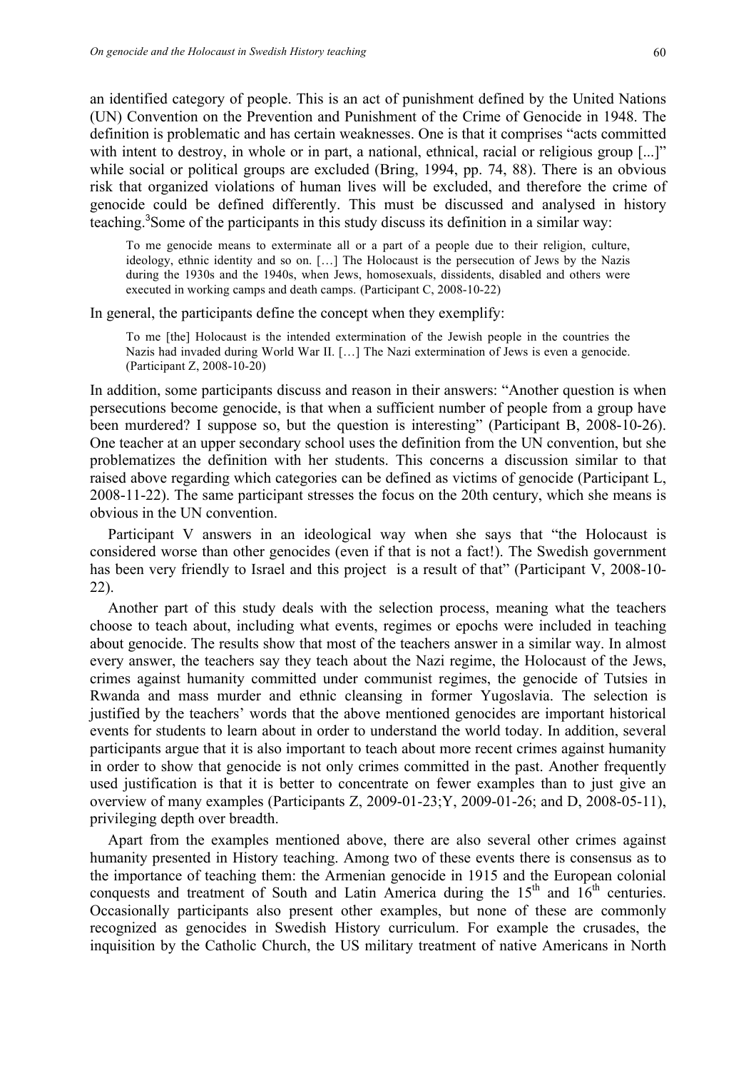an identified category of people. This is an act of punishment defined by the United Nations (UN) Convention on the Prevention and Punishment of the Crime of Genocide in 1948. The definition is problematic and has certain weaknesses. One is that it comprises "acts committed with intent to destroy, in whole or in part, a national, ethnical, racial or religious group [...]" while social or political groups are excluded (Bring, 1994, pp. 74, 88). There is an obvious risk that organized violations of human lives will be excluded, and therefore the crime of genocide could be defined differently. This must be discussed and analysed in history teaching.[3]Some of the participants in this study discuss its definition in a similar way:

> To me genocide means to exterminate all or a part of a people due to their religion, culture, ideology, ethnic identity and so on. […] The Holocaust is the persecution of Jews by the Nazis during the 1930s and the 1940s, when Jews, homosexuals, dissidents, disabled and others were executed in working camps and death camps. (Participant C, 2008-10-22)

In general, the participants define the concept when they exemplify:

> To me [the] Holocaust is the intended extermination of the Jewish people in the countries the Nazis had invaded during World War II. […] The Nazi extermination of Jews is even a genocide. (Participant Z, 2008-10-20)

In addition, some participants discuss and reason in their answers: "Another question is when persecutions become genocide, is that when a sufficient number of people from a group have been murdered? I suppose so, but the question is interesting" (Participant B, 2008-10-26). One teacher at an upper secondary school uses the definition from the UN convention, but she problematizes the definition with her students. This concerns a discussion similar to that raised above regarding which categories can be defined as victims of genocide (Participant L, 2008-11-22). The same participant stresses the focus on the 20th century, which she means is obvious in the UN convention.

Participant V answers in an ideological way when she says that "the Holocaust is considered worse than other genocides (even if that is not a fact!). The Swedish government has been very friendly to Israel and this project is a result of that" (Participant V, 2008-10-22).

Another part of this study deals with the selection process, meaning what the teachers choose to teach about, including what events, regimes or epochs were included in teaching about genocide. The results show that most of the teachers answer in a similar way. In almost every answer, the teachers say they teach about the Nazi regime, the Holocaust of the Jews, crimes against humanity committed under communist regimes, the genocide of Tutsies in Rwanda and mass murder and ethnic cleansing in former Yugoslavia. The selection is justified by the teachers' words that the above mentioned genocides are important historical events for students to learn about in order to understand the world today. In addition, several participants argue that it is also important to teach about more recent crimes against humanity in order to show that genocide is not only crimes committed in the past. Another frequently used justification is that it is better to concentrate on fewer examples than to just give an overview of many examples (Participants Z, 2009-01-23;Y, 2009-01-26; and D, 2008-05-11), privileging depth over breadth.

Apart from the examples mentioned above, there are also several other crimes against humanity presented in History teaching. Among two of these events there is consensus as to the importance of teaching them: the Armenian genocide in 1915 and the European colonial conquests and treatment of South and Latin America during the 15th and 16th centuries. Occasionally participants also present other examples, but none of these are commonly recognized as genocides in Swedish History curriculum. For example the crusades, the inquisition by the Catholic Church, the US military treatment of native Americans in North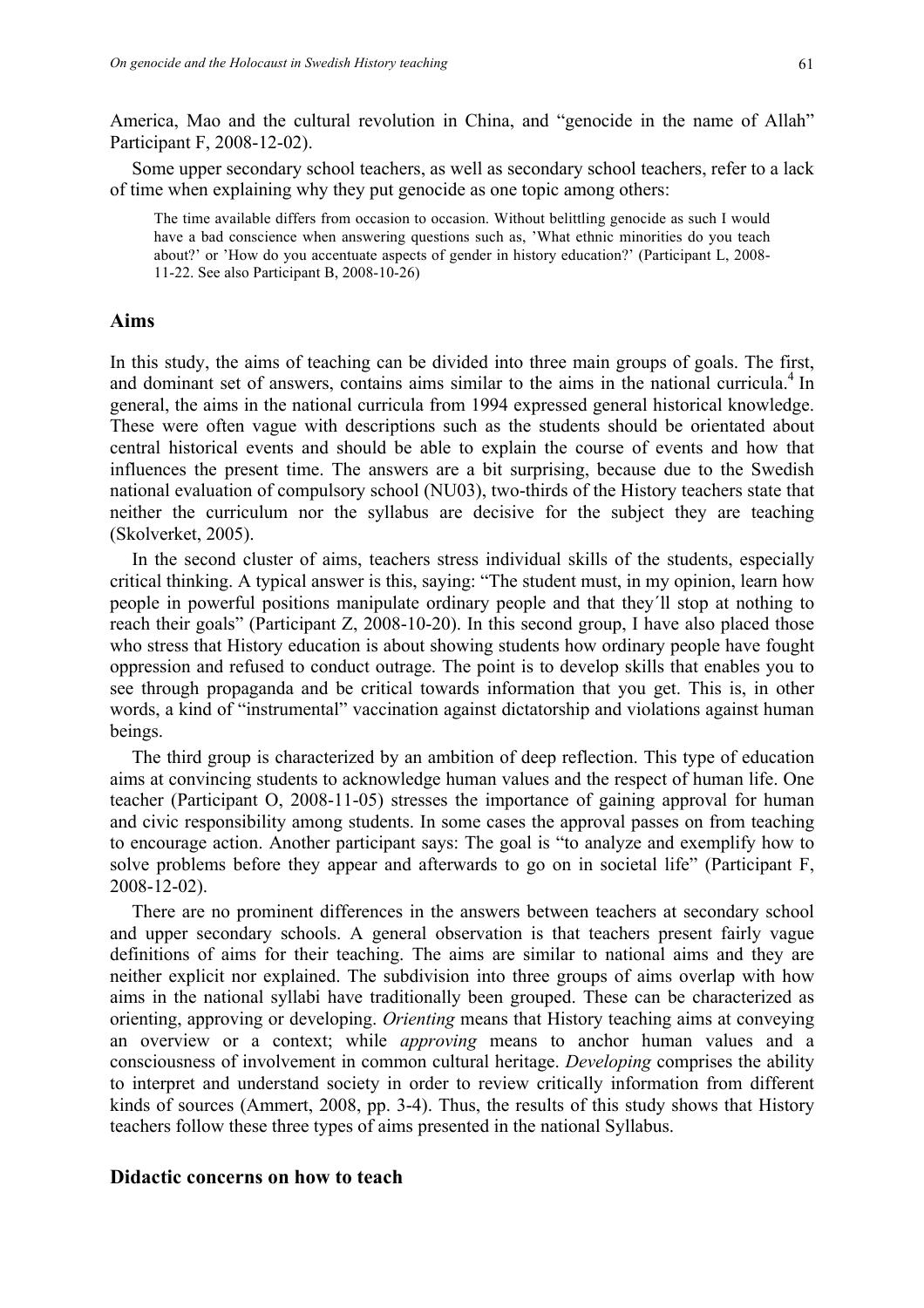America, Mao and the cultural revolution in China, and "genocide in the name of Allah" Participant F, 2008-12-02).

Some upper secondary school teachers, as well as secondary school teachers, refer to a lack of time when explaining why they put genocide as one topic among others:

> The time available differs from occasion to occasion. Without belittling genocide as such I would have a bad conscience when answering questions such as, 'What ethnic minorities do you teach about?' or 'How do you accentuate aspects of gender in history education?' (Participant L, 2008-11-22. See also Participant B, 2008-10-26)

## Aims

In this study, the aims of teaching can be divided into three main groups of goals. The first, and dominant set of answers, contains aims similar to the aims in the national curricula.[4] In general, the aims in the national curricula from 1994 expressed general historical knowledge. These were often vague with descriptions such as the students should be orientated about central historical events and should be able to explain the course of events and how that influences the present time. The answers are a bit surprising, because due to the Swedish national evaluation of compulsory school (NU03), two-thirds of the History teachers state that neither the curriculum nor the syllabus are decisive for the subject they are teaching (Skolverket, 2005).

In the second cluster of aims, teachers stress individual skills of the students, especially critical thinking. A typical answer is this, saying: "The student must, in my opinion, learn how people in powerful positions manipulate ordinary people and that they´ll stop at nothing to reach their goals" (Participant Z, 2008-10-20). In this second group, I have also placed those who stress that History education is about showing students how ordinary people have fought oppression and refused to conduct outrage. The point is to develop skills that enables you to see through propaganda and be critical towards information that you get. This is, in other words, a kind of "instrumental" vaccination against dictatorship and violations against human beings.

The third group is characterized by an ambition of deep reflection. This type of education aims at convincing students to acknowledge human values and the respect of human life. One teacher (Participant O, 2008-11-05) stresses the importance of gaining approval for human and civic responsibility among students. In some cases the approval passes on from teaching to encourage action. Another participant says: The goal is "to analyze and exemplify how to solve problems before they appear and afterwards to go on in societal life" (Participant F, 2008-12-02).

There are no prominent differences in the answers between teachers at secondary school and upper secondary schools. A general observation is that teachers present fairly vague definitions of aims for their teaching. The aims are similar to national aims and they are neither explicit nor explained. The subdivision into three groups of aims overlap with how aims in the national syllabi have traditionally been grouped. These can be characterized as orienting, approving or developing. *Orienting* means that History teaching aims at conveying an overview or a context; while *approving* means to anchor human values and a consciousness of involvement in common cultural heritage. *Developing* comprises the ability to interpret and understand society in order to review critically information from different kinds of sources (Ammert, 2008, pp. 3-4). Thus, the results of this study shows that History teachers follow these three types of aims presented in the national Syllabus.

## Didactic concerns on how to teach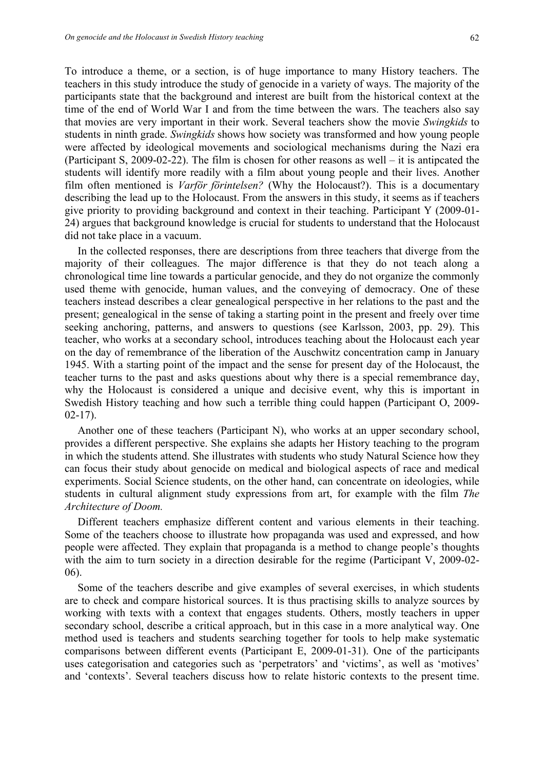To introduce a theme, or a section, is of huge importance to many History teachers. The teachers in this study introduce the study of genocide in a variety of ways. The majority of the participants state that the background and interest are built from the historical context at the time of the end of World War I and from the time between the wars. The teachers also say that movies are very important in their work. Several teachers show the movie *Swingkids* to students in ninth grade. *Swingkids* shows how society was transformed and how young people were affected by ideological movements and sociological mechanisms during the Nazi era (Participant S, 2009-02-22). The film is chosen for other reasons as well – it is antipcated the students will identify more readily with a film about young people and their lives. Another film often mentioned is *Varför förintelsen?* (Why the Holocaust?). This is a documentary describing the lead up to the Holocaust. From the answers in this study, it seems as if teachers give priority to providing background and context in their teaching. Participant Y (2009-01-24) argues that background knowledge is crucial for students to understand that the Holocaust did not take place in a vacuum.

In the collected responses, there are descriptions from three teachers that diverge from the majority of their colleagues. The major difference is that they do not teach along a chronological time line towards a particular genocide, and they do not organize the commonly used theme with genocide, human values, and the conveying of democracy. One of these teachers instead describes a clear genealogical perspective in her relations to the past and the present; genealogical in the sense of taking a starting point in the present and freely over time seeking anchoring, patterns, and answers to questions (see Karlsson, 2003, pp. 29). This teacher, who works at a secondary school, introduces teaching about the Holocaust each year on the day of remembrance of the liberation of the Auschwitz concentration camp in January 1945. With a starting point of the impact and the sense for present day of the Holocaust, the teacher turns to the past and asks questions about why there is a special remembrance day, why the Holocaust is considered a unique and decisive event, why this is important in Swedish History teaching and how such a terrible thing could happen (Participant O, 2009-02-17).

Another one of these teachers (Participant N), who works at an upper secondary school, provides a different perspective. She explains she adapts her History teaching to the program in which the students attend. She illustrates with students who study Natural Science how they can focus their study about genocide on medical and biological aspects of race and medical experiments. Social Science students, on the other hand, can concentrate on ideologies, while students in cultural alignment study expressions from art, for example with the film *The Architecture of Doom.*

Different teachers emphasize different content and various elements in their teaching. Some of the teachers choose to illustrate how propaganda was used and expressed, and how people were affected. They explain that propaganda is a method to change people's thoughts with the aim to turn society in a direction desirable for the regime (Participant V, 2009-02-06).

Some of the teachers describe and give examples of several exercises, in which students are to check and compare historical sources. It is thus practising skills to analyze sources by working with texts with a context that engages students. Others, mostly teachers in upper secondary school, describe a critical approach, but in this case in a more analytical way. One method used is teachers and students searching together for tools to help make systematic comparisons between different events (Participant E, 2009-01-31). One of the participants uses categorisation and categories such as 'perpetrators' and 'victims', as well as 'motives' and 'contexts'. Several teachers discuss how to relate historic contexts to the present time.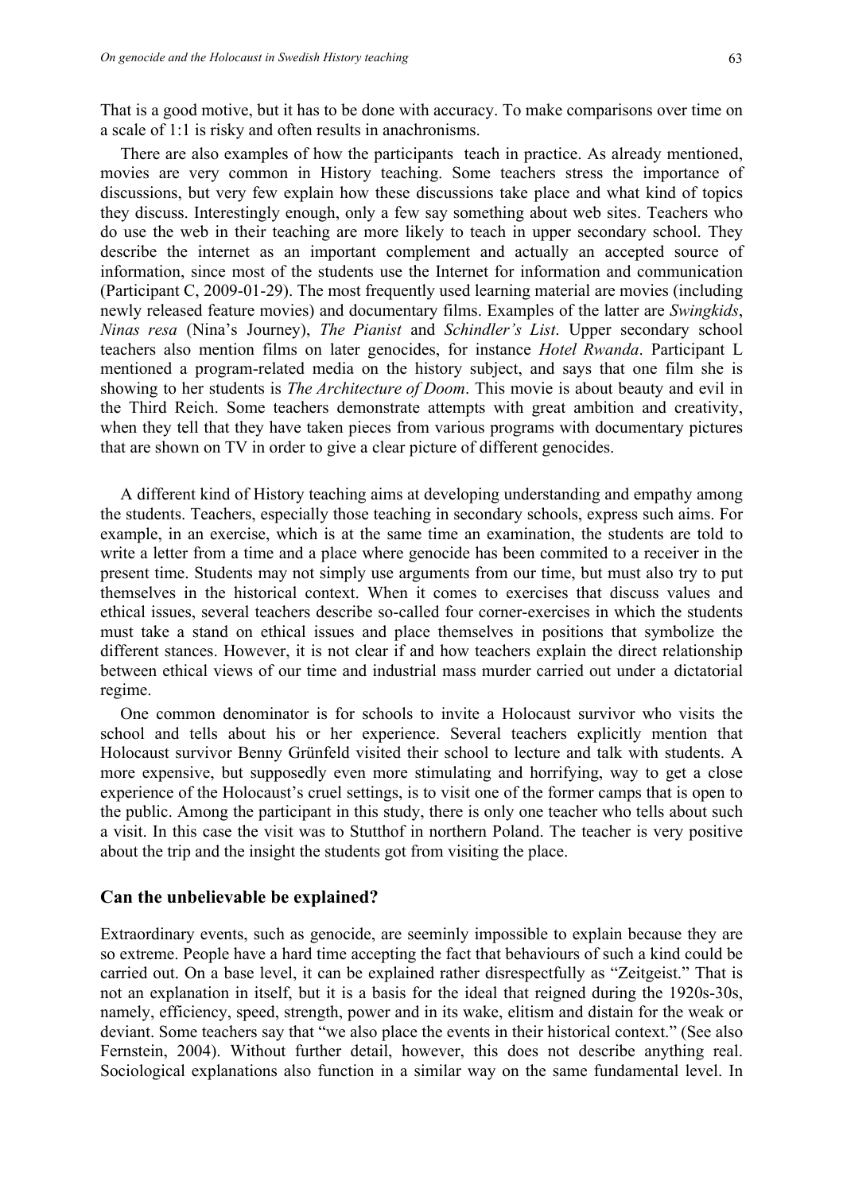That is a good motive, but it has to be done with accuracy. To make comparisons over time on a scale of 1:1 is risky and often results in anachronisms.

There are also examples of how the participants teach in practice. As already mentioned, movies are very common in History teaching. Some teachers stress the importance of discussions, but very few explain how these discussions take place and what kind of topics they discuss. Interestingly enough, only a few say something about web sites. Teachers who do use the web in their teaching are more likely to teach in upper secondary school. They describe the internet as an important complement and actually an accepted source of information, since most of the students use the Internet for information and communication (Participant C, 2009-01-29). The most frequently used learning material are movies (including newly released feature movies) and documentary films. Examples of the latter are *Swingkids*, *Ninas resa* (Nina's Journey), *The Pianist* and *Schindler's List*. Upper secondary school teachers also mention films on later genocides, for instance *Hotel Rwanda*. Participant L mentioned a program-related media on the history subject, and says that one film she is showing to her students is *The Architecture of Doom*. This movie is about beauty and evil in the Third Reich. Some teachers demonstrate attempts with great ambition and creativity, when they tell that they have taken pieces from various programs with documentary pictures that are shown on TV in order to give a clear picture of different genocides.

A different kind of History teaching aims at developing understanding and empathy among the students. Teachers, especially those teaching in secondary schools, express such aims. For example, in an exercise, which is at the same time an examination, the students are told to write a letter from a time and a place where genocide has been commited to a receiver in the present time. Students may not simply use arguments from our time, but must also try to put themselves in the historical context. When it comes to exercises that discuss values and ethical issues, several teachers describe so-called four corner-exercises in which the students must take a stand on ethical issues and place themselves in positions that symbolize the different stances. However, it is not clear if and how teachers explain the direct relationship between ethical views of our time and industrial mass murder carried out under a dictatorial regime.

One common denominator is for schools to invite a Holocaust survivor who visits the school and tells about his or her experience. Several teachers explicitly mention that Holocaust survivor Benny Grünfeld visited their school to lecture and talk with students. A more expensive, but supposedly even more stimulating and horrifying, way to get a close experience of the Holocaust's cruel settings, is to visit one of the former camps that is open to the public. Among the participant in this study, there is only one teacher who tells about such a visit. In this case the visit was to Stutthof in northern Poland. The teacher is very positive about the trip and the insight the students got from visiting the place.

## Can the unbelievable be explained?

Extraordinary events, such as genocide, are seemingly impossible to explain because they are so extreme. People have a hard time accepting the fact that behaviours of such a kind could be carried out. On a base level, it can be explained rather disrespectfully as "Zeitgeist." That is not an explanation in itself, but it is a basis for the ideal that reigned during the 1920s-30s, namely, efficiency, speed, strength, power and in its wake, elitism and distain for the weak or deviant. Some teachers say that "we also place the events in their historical context." (See also Fernstein, 2004). Without further detail, however, this does not describe anything real. Sociological explanations also function in a similar way on the same fundamental level. In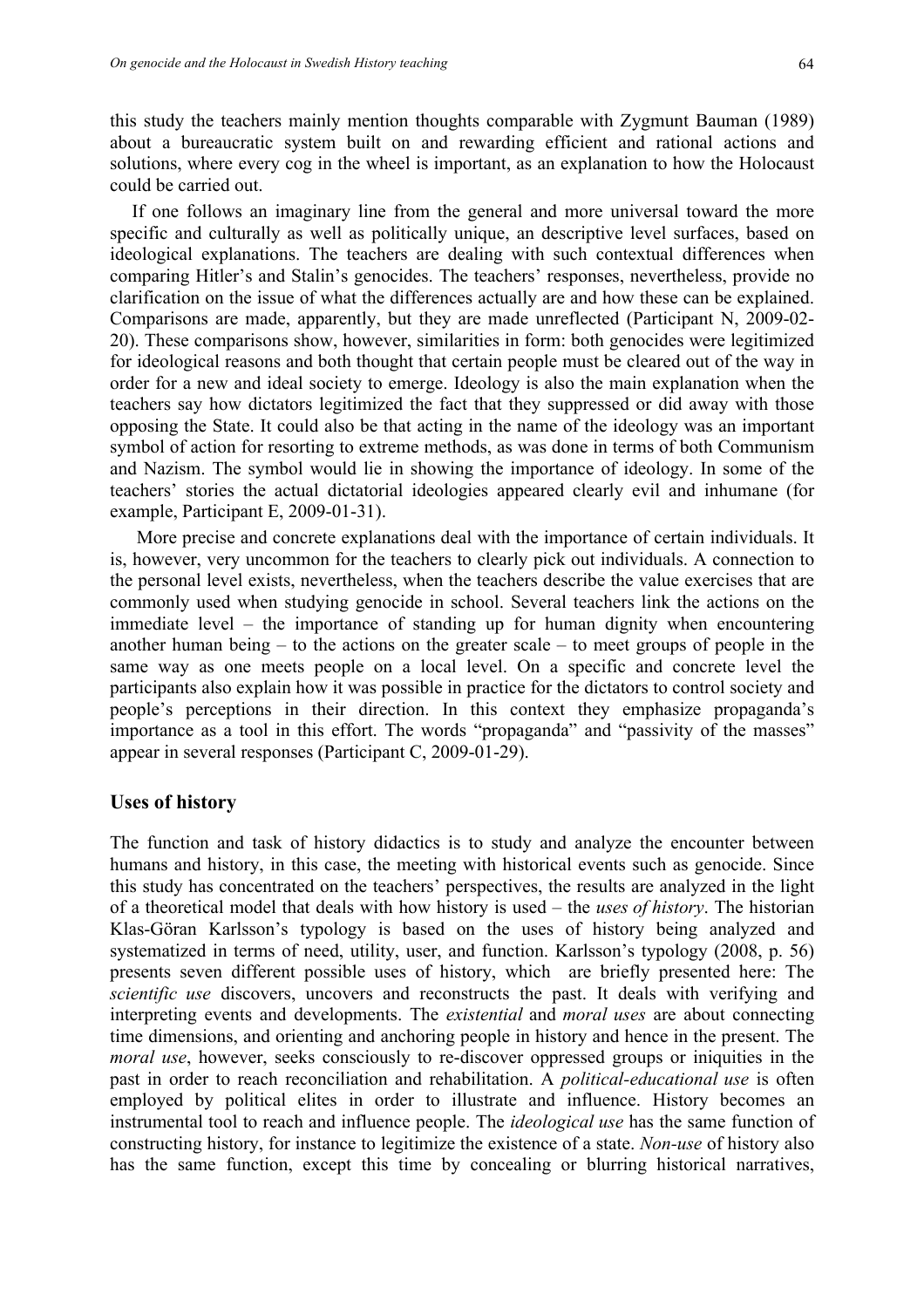this study the teachers mainly mention thoughts comparable with Zygmunt Bauman (1989) about a bureaucratic system built on and rewarding efficient and rational actions and solutions, where every cog in the wheel is important, as an explanation to how the Holocaust could be carried out.

If one follows an imaginary line from the general and more universal toward the more specific and culturally as well as politically unique, an descriptive level surfaces, based on ideological explanations. The teachers are dealing with such contextual differences when comparing Hitler's and Stalin's genocides. The teachers' responses, nevertheless, provide no clarification on the issue of what the differences actually are and how these can be explained. Comparisons are made, apparently, but they are made unreflected (Participant N, 2009-02-20). These comparisons show, however, similarities in form: both genocides were legitimized for ideological reasons and both thought that certain people must be cleared out of the way in order for a new and ideal society to emerge. Ideology is also the main explanation when the teachers say how dictators legitimized the fact that they suppressed or did away with those opposing the State. It could also be that acting in the name of the ideology was an important symbol of action for resorting to extreme methods, as was done in terms of both Communism and Nazism. The symbol would lie in showing the importance of ideology. In some of the teachers' stories the actual dictatorial ideologies appeared clearly evil and inhumane (for example, Participant E, 2009-01-31).

More precise and concrete explanations deal with the importance of certain individuals. It is, however, very uncommon for the teachers to clearly pick out individuals. A connection to the personal level exists, nevertheless, when the teachers describe the value exercises that are commonly used when studying genocide in school. Several teachers link the actions on the immediate level – the importance of standing up for human dignity when encountering another human being – to the actions on the greater scale – to meet groups of people in the same way as one meets people on a local level. On a specific and concrete level the participants also explain how it was possible in practice for the dictators to control society and people's perceptions in their direction. In this context they emphasize propaganda's importance as a tool in this effort. The words "propaganda" and "passivity of the masses" appear in several responses (Participant C, 2009-01-29).

## Uses of history

The function and task of history didactics is to study and analyze the encounter between humans and history, in this case, the meeting with historical events such as genocide. Since this study has concentrated on the teachers' perspectives, the results are analyzed in the light of a theoretical model that deals with how history is used – the *uses of history*. The historian Klas-Göran Karlsson's typology is based on the uses of history being analyzed and systematized in terms of need, utility, user, and function. Karlsson's typology (2008, p. 56) presents seven different possible uses of history, which are briefly presented here: The *scientific use* discovers, uncovers and reconstructs the past. It deals with verifying and interpreting events and developments. The *existential* and *moral uses* are about connecting time dimensions, and orienting and anchoring people in history and hence in the present. The *moral use*, however, seeks consciously to re-discover oppressed groups or iniquities in the past in order to reach reconciliation and rehabilitation. A *political-educational use* is often employed by political elites in order to illustrate and influence. History becomes an instrumental tool to reach and influence people. The *ideological use* has the same function of constructing history, for instance to legitimize the existence of a state. *Non-use* of history also has the same function, except this time by concealing or blurring historical narratives,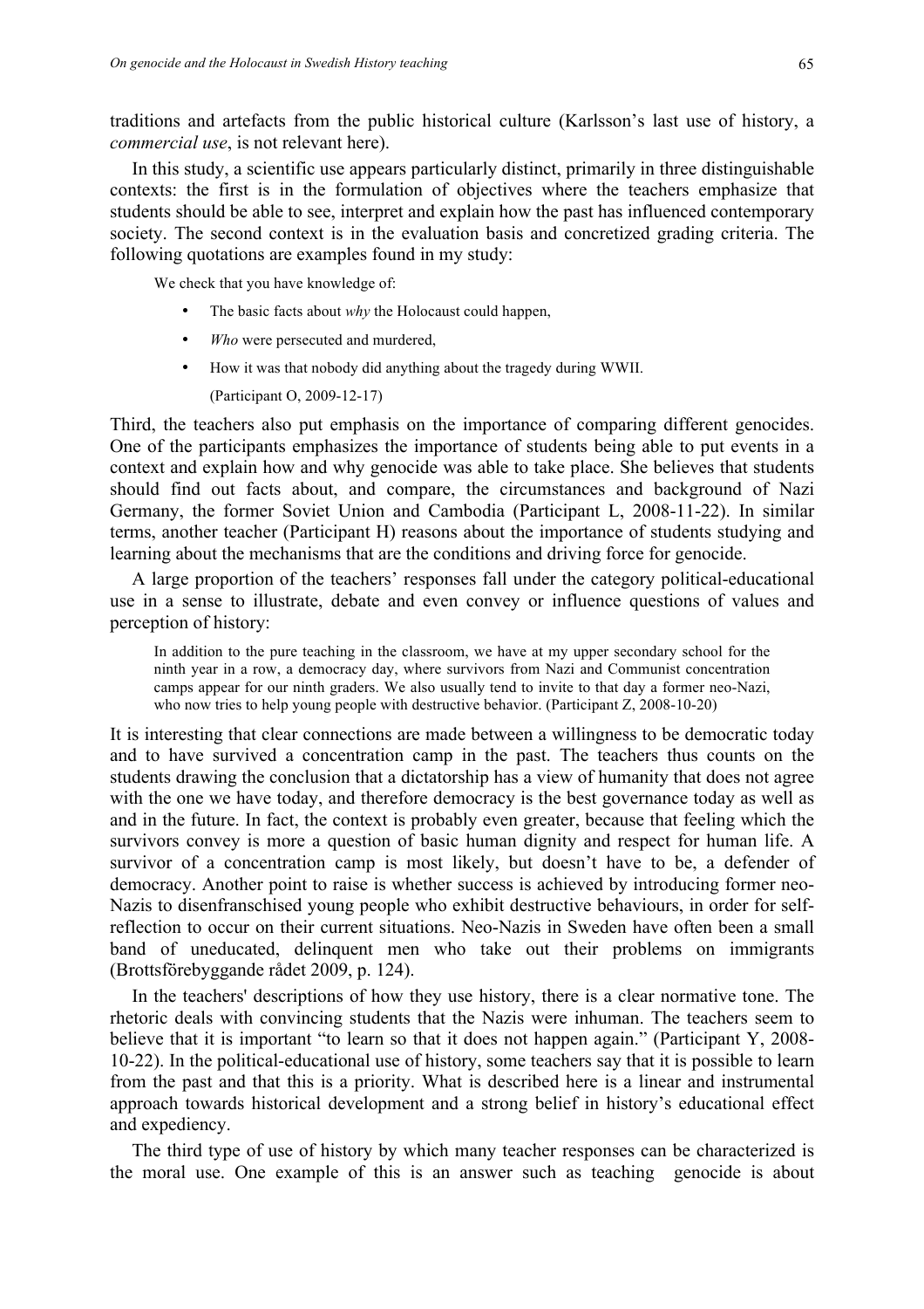traditions and artefacts from the public historical culture (Karlsson's last use of history, a *commercial use*, is not relevant here).

In this study, a scientific use appears particularly distinct, primarily in three distinguishable contexts: the first is in the formulation of objectives where the teachers emphasize that students should be able to see, interpret and explain how the past has influenced contemporary society. The second context is in the evaluation basis and concretized grading criteria. The following quotations are examples found in my study:

> We check that you have knowledge of:
>
> - The basic facts about *why* the Holocaust could happen,
> - *Who* were persecuted and murdered,
> - How it was that nobody did anything about the tragedy during WWII.
>
> (Participant O, 2009-12-17)

Third, the teachers also put emphasis on the importance of comparing different genocides. One of the participants emphasizes the importance of students being able to put events in a context and explain how and why genocide was able to take place. She believes that students should find out facts about, and compare, the circumstances and background of Nazi Germany, the former Soviet Union and Cambodia (Participant L, 2008-11-22). In similar terms, another teacher (Participant H) reasons about the importance of students studying and learning about the mechanisms that are the conditions and driving force for genocide.

A large proportion of the teachers' responses fall under the category political-educational use in a sense to illustrate, debate and even convey or influence questions of values and perception of history:

> In addition to the pure teaching in the classroom, we have at my upper secondary school for the ninth year in a row, a democracy day, where survivors from Nazi and Communist concentration camps appear for our ninth graders. We also usually tend to invite to that day a former neo-Nazi, who now tries to help young people with destructive behavior. (Participant Z, 2008-10-20)

It is interesting that clear connections are made between a willingness to be democratic today and to have survived a concentration camp in the past. The teachers thus counts on the students drawing the conclusion that a dictatorship has a view of humanity that does not agree with the one we have today, and therefore democracy is the best governance today as well as and in the future. In fact, the context is probably even greater, because that feeling which the survivors convey is more a question of basic human dignity and respect for human life. A survivor of a concentration camp is most likely, but doesn't have to be, a defender of democracy. Another point to raise is whether success is achieved by introducing former neo-Nazis to disenfranschised young people who exhibit destructive behaviours, in order for self-reflection to occur on their current situations. Neo-Nazis in Sweden have often been a small band of uneducated, delinquent men who take out their problems on immigrants (Brottsförebyggande rådet 2009, p. 124).

In the teachers' descriptions of how they use history, there is a clear normative tone. The rhetoric deals with convincing students that the Nazis were inhuman. The teachers seem to believe that it is important "to learn so that it does not happen again." (Participant Y, 2008-10-22). In the political-educational use of history, some teachers say that it is possible to learn from the past and that this is a priority. What is described here is a linear and instrumental approach towards historical development and a strong belief in history's educational effect and expediency.

The third type of use of history by which many teacher responses can be characterized is the moral use. One example of this is an answer such as teaching genocide is about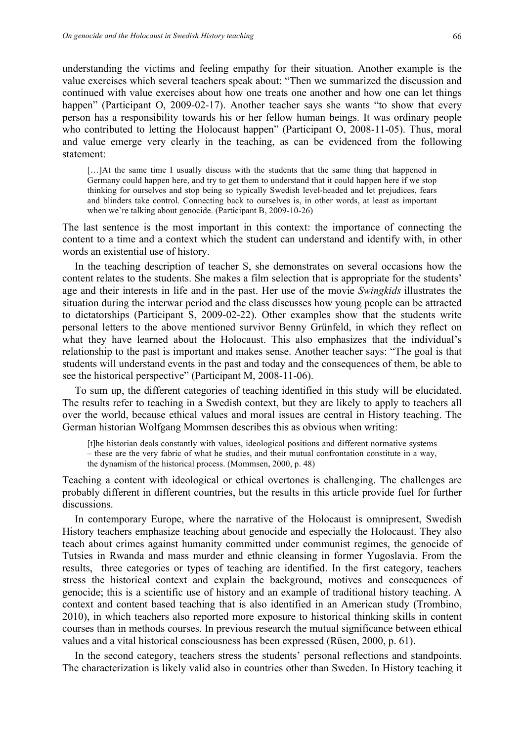understanding the victims and feeling empathy for their situation. Another example is the value exercises which several teachers speak about: "Then we summarized the discussion and continued with value exercises about how one treats one another and how one can let things happen" (Participant O, 2009-02-17). Another teacher says she wants "to show that every person has a responsibility towards his or her fellow human beings. It was ordinary people who contributed to letting the Holocaust happen" (Participant O, 2008-11-05). Thus, moral and value emerge very clearly in the teaching, as can be evidenced from the following statement:

> […]At the same time I usually discuss with the students that the same thing that happened in Germany could happen here, and try to get them to understand that it could happen here if we stop thinking for ourselves and stop being so typically Swedish level-headed and let prejudices, fears and blinders take control. Connecting back to ourselves is, in other words, at least as important when we're talking about genocide. (Participant B, 2009-10-26)

The last sentence is the most important in this context: the importance of connecting the content to a time and a context which the student can understand and identify with, in other words an existential use of history.

In the teaching description of teacher S, she demonstrates on several occasions how the content relates to the students. She makes a film selection that is appropriate for the students' age and their interests in life and in the past. Her use of the movie *Swingkids* illustrates the situation during the interwar period and the class discusses how young people can be attracted to dictatorships (Participant S, 2009-02-22). Other examples show that the students write personal letters to the above mentioned survivor Benny Grünfeld, in which they reflect on what they have learned about the Holocaust. This also emphasizes that the individual's relationship to the past is important and makes sense. Another teacher says: "The goal is that students will understand events in the past and today and the consequences of them, be able to see the historical perspective" (Participant M, 2008-11-06).

To sum up, the different categories of teaching identified in this study will be elucidated. The results refer to teaching in a Swedish context, but they are likely to apply to teachers all over the world, because ethical values and moral issues are central in History teaching. The German historian Wolfgang Mommsen describes this as obvious when writing:

> [t]he historian deals constantly with values, ideological positions and different normative systems – these are the very fabric of what he studies, and their mutual confrontation constitute in a way, the dynamism of the historical process. (Mommsen, 2000, p. 48)

Teaching a content with ideological or ethical overtones is challenging. The challenges are probably different in different countries, but the results in this article provide fuel for further discussions.

In contemporary Europe, where the narrative of the Holocaust is omnipresent, Swedish History teachers emphasize teaching about genocide and especially the Holocaust. They also teach about crimes against humanity committed under communist regimes, the genocide of Tutsies in Rwanda and mass murder and ethnic cleansing in former Yugoslavia. From the results, three categories or types of teaching are identified. In the first category, teachers stress the historical context and explain the background, motives and consequences of genocide; this is a scientific use of history and an example of traditional history teaching. A context and content based teaching that is also identified in an American study (Trombino, 2010), in which teachers also reported more exposure to historical thinking skills in content courses than in methods courses. In previous research the mutual significance between ethical values and a vital historical consciousness has been expressed (Rüsen, 2000, p. 61).

In the second category, teachers stress the students' personal reflections and standpoints. The characterization is likely valid also in countries other than Sweden. In History teaching it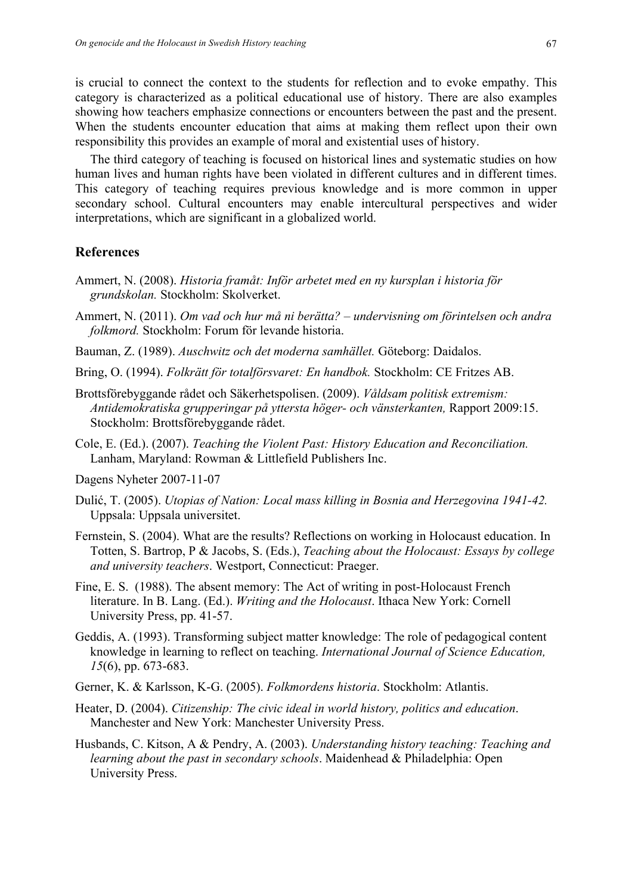is crucial to connect the context to the students for reflection and to evoke empathy. This category is characterized as a political educational use of history. There are also examples showing how teachers emphasize connections or encounters between the past and the present. When the students encounter education that aims at making them reflect upon their own responsibility this provides an example of moral and existential uses of history.

The third category of teaching is focused on historical lines and systematic studies on how human lives and human rights have been violated in different cultures and in different times. This category of teaching requires previous knowledge and is more common in upper secondary school. Cultural encounters may enable intercultural perspectives and wider interpretations, which are significant in a globalized world.

## References

Ammert, N. (2008). *Historia framåt: Inför arbetet med en ny kursplan i historia för grundskolan.* Stockholm: Skolverket.

Ammert, N. (2011). *Om vad och hur må ni berätta? – undervisning om förintelsen och andra folkmord.* Stockholm: Forum för levande historia.

Bauman, Z. (1989). *Auschwitz och det moderna samhället.* Göteborg: Daidalos.

Bring, O. (1994). *Folkrätt för totalförsvaret: En handbok.* Stockholm: CE Fritzes AB.

Brottsförebyggande rådet och Säkerhetspolisen. (2009). *Våldsam politisk extremism: Antidemokratiska grupperingar på yttersta höger- och vänsterkanten,* Rapport 2009:15. Stockholm: Brottsförebyggande rådet.

Cole, E. (Ed.). (2007). *Teaching the Violent Past: History Education and Reconciliation.* Lanham, Maryland: Rowman & Littlefield Publishers Inc.

Dagens Nyheter 2007-11-07

Dulić, T. (2005). *Utopias of Nation: Local mass killing in Bosnia and Herzegovina 1941-42.* Uppsala: Uppsala universitet.

Fernstein, S. (2004). What are the results? Reflections on working in Holocaust education. In Totten, S. Bartrop, P & Jacobs, S. (Eds.), *Teaching about the Holocaust: Essays by college and university teachers*. Westport, Connecticut: Praeger.

Fine, E. S. (1988). The absent memory: The Act of writing in post-Holocaust French literature. In B. Lang. (Ed.). *Writing and the Holocaust*. Ithaca New York: Cornell University Press, pp. 41-57.

Geddis, A. (1993). Transforming subject matter knowledge: The role of pedagogical content knowledge in learning to reflect on teaching. *International Journal of Science Education, 15*(6), pp. 673-683.

Gerner, K. & Karlsson, K-G. (2005). *Folkmordens historia*. Stockholm: Atlantis.

Heater, D. (2004). *Citizenship: The civic ideal in world history, politics and education*. Manchester and New York: Manchester University Press.

Husbands, C. Kitson, A & Pendry, A. (2003). *Understanding history teaching: Teaching and learning about the past in secondary schools*. Maidenhead & Philadelphia: Open University Press.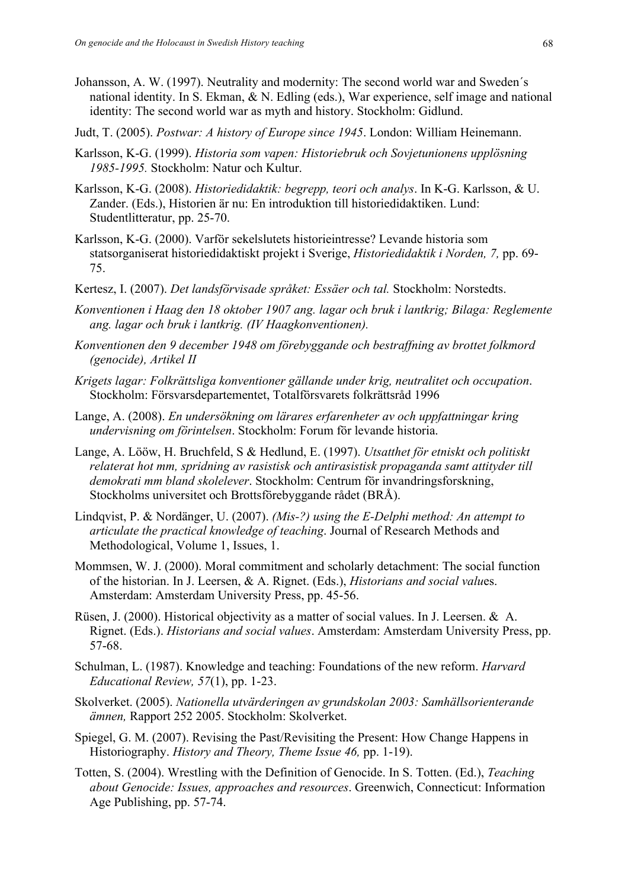Johansson, A. W. (1997). Neutrality and modernity: The second world war and Sweden´s national identity. In S. Ekman, & N. Edling (eds.), War experience, self image and national identity: The second world war as myth and history. Stockholm: Gidlund.

Judt, T. (2005). *Postwar: A history of Europe since 1945*. London: William Heinemann.

Karlsson, K-G. (1999). *Historia som vapen: Historiebruk och Sovjetunionens upplösning 1985-1995.* Stockholm: Natur och Kultur.

Karlsson, K-G. (2008). *Historiedidaktik: begrepp, teori och analys*. In K-G. Karlsson, & U. Zander. (Eds.), Historien är nu: En introduktion till historiedidaktiken. Lund: Studentlitteratur, pp. 25-70.

Karlsson, K-G. (2000). Varför sekelslutets historieintresse? Levande historia som statsorganiserat historiedidaktiskt projekt i Sverige, *Historiedidaktik i Norden, 7,* pp. 69-75.

Kertesz, I. (2007). *Det landsförvisade språket: Essäer och tal.* Stockholm: Norstedts.

*Konventionen i Haag den 18 oktober 1907 ang. lagar och bruk i lantkrig; Bilaga: Reglemente ang. lagar och bruk i lantkrig. (IV Haagkonventionen).*

*Konventionen den 9 december 1948 om förebyggande och bestraffning av brottet folkmord (genocide), Artikel II*

*Krigets lagar: Folkrättsliga konventioner gällande under krig, neutralitet och occupation*. Stockholm: Försvarsdepartementet, Totalförsvarets folkrättsråd 1996

Lange, A. (2008). *En undersökning om lärares erfarenheter av och uppfattningar kring undervisning om förintelsen*. Stockholm: Forum för levande historia.

Lange, A. Lööw, H. Bruchfeld, S & Hedlund, E. (1997). *Utsatthet för etniskt och politiskt relaterat hot mm, spridning av rasistisk och antirasistisk propaganda samt attityder till demokrati mm bland skolelever*. Stockholm: Centrum för invandringsforskning, Stockholms universitet och Brottsförebyggande rådet (BRÅ).

Lindqvist, P. & Nordänger, U. (2007). *(Mis-?) using the E-Delphi method: An attempt to articulate the practical knowledge of teaching*. Journal of Research Methods and Methodological, Volume 1, Issues, 1.

Mommsen, W. J. (2000). Moral commitment and scholarly detachment: The social function of the historian. In J. Leersen, & A. Rignet. (Eds.), *Historians and social values*. Amsterdam: Amsterdam University Press, pp. 45-56.

Rüsen, J. (2000). Historical objectivity as a matter of social values. In J. Leersen. & A. Rignet. (Eds.). *Historians and social values*. Amsterdam: Amsterdam University Press, pp. 57-68.

Schulman, L. (1987). Knowledge and teaching: Foundations of the new reform. *Harvard Educational Review, 57*(1), pp. 1-23.

Skolverket. (2005). *Nationella utvärderingen av grundskolan 2003: Samhällsorienterande ämnen,* Rapport 252 2005. Stockholm: Skolverket.

Spiegel, G. M. (2007). Revising the Past/Revisiting the Present: How Change Happens in Historiography. *History and Theory, Theme Issue 46,* pp. 1-19).

Totten, S. (2004). Wrestling with the Definition of Genocide. In S. Totten. (Ed.), *Teaching about Genocide: Issues, approaches and resources*. Greenwich, Connecticut: Information Age Publishing, pp. 57-74.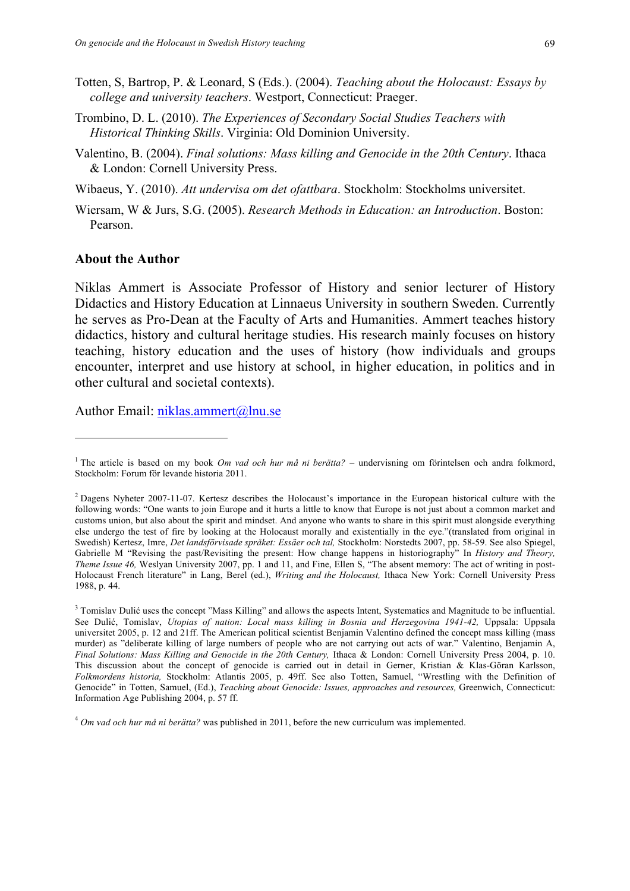Totten, S, Bartrop, P. & Leonard, S (Eds.). (2004). *Teaching about the Holocaust: Essays by college and university teachers*. Westport, Connecticut: Praeger.

Trombino, D. L. (2010). *The Experiences of Secondary Social Studies Teachers with Historical Thinking Skills*. Virginia: Old Dominion University.

Valentino, B. (2004). *Final solutions: Mass killing and Genocide in the 20th Century*. Ithaca & London: Cornell University Press.

Wibaeus, Y. (2010). *Att undervisa om det ofattbara*. Stockholm: Stockholms universitet.

Wiersam, W & Jurs, S.G. (2005). *Research Methods in Education: an Introduction*. Boston: Pearson.

## About the Author

Niklas Ammert is Associate Professor of History and senior lecturer of History Didactics and History Education at Linnaeus University in southern Sweden. Currently he serves as Pro-Dean at the Faculty of Arts and Humanities. Ammert teaches history didactics, history and cultural heritage studies. His research mainly focuses on history teaching, history education and the uses of history (how individuals and groups encounter, interpret and use history at school, in higher education, in politics and in other cultural and societal contexts).

Author Email: niklas.ammert@lnu.se

---

[1] The article is based on my book *Om vad och hur må ni berätta?* – undervisning om förintelsen och andra folkmord, Stockholm: Forum för levande historia 2011.

[2] Dagens Nyheter 2007-11-07. Kertesz describes the Holocaust's importance in the European historical culture with the following words: "One wants to join Europe and it hurts a little to know that Europe is not just about a common market and customs union, but also about the spirit and mindset. And anyone who wants to share in this spirit must alongside everything else undergo the test of fire by looking at the Holocaust morally and existentially in the eye."(translated from original in Swedish) Kertesz, Imre, *Det landsförvisade språket: Essäer och tal,* Stockholm: Norstedts 2007, pp. 58-59. See also Spiegel, Gabrielle M "Revising the past/Revisiting the present: How change happens in historiography" In *History and Theory, Theme Issue 46,* Weslyan University 2007, pp. 1 and 11, and Fine, Ellen S, "The absent memory: The act of writing in post-Holocaust French literature" in Lang, Berel (ed.), *Writing and the Holocaust,* Ithaca New York: Cornell University Press 1988, p. 44.

[3] Tomislav Dulić uses the concept "Mass Killing" and allows the aspects Intent, Systematics and Magnitude to be influential. See Dulić, Tomislav, *Utopias of nation: Local mass killing in Bosnia and Herzegovina 1941-42,* Uppsala: Uppsala universitet 2005, p. 12 and 21ff. The American political scientist Benjamin Valentino defined the concept mass killing (mass murder) as "deliberate killing of large numbers of people who are not carrying out acts of war." Valentino, Benjamin A, *Final Solutions: Mass Killing and Genocide in the 20th Century,* Ithaca & London: Cornell University Press 2004, p. 10. This discussion about the concept of genocide is carried out in detail in Gerner, Kristian & Klas-Göran Karlsson, *Folkmordens historia,* Stockholm: Atlantis 2005, p. 49ff. See also Totten, Samuel, "Wrestling with the Definition of Genocide" in Totten, Samuel, (Ed.), *Teaching about Genocide: Issues, approaches and resources,* Greenwich, Connecticut: Information Age Publishing 2004, p. 57 ff.

[4] *Om vad och hur må ni berätta?* was published in 2011, before the new curriculum was implemented.